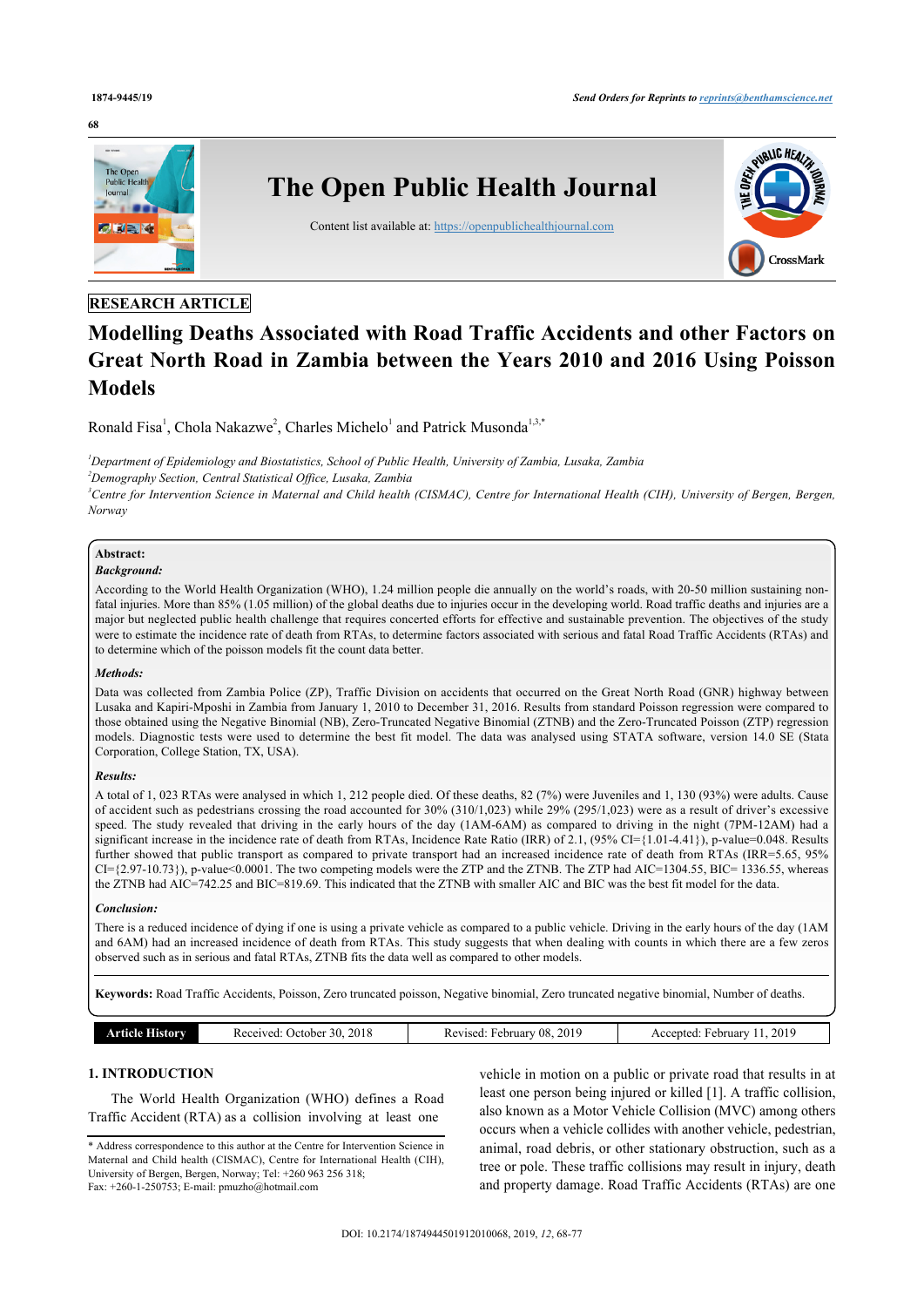RESEARCH ARTICLE

# Modelling Deaths Associated with Road Traffic Accidents and other Factors on Great North Road in Zambia between the Years 2010 and 2016 Using Poisson Models

Ronald Fisa[1], Chola Nakazwe[2], Charles Michelo[1] and Patrick Musonda[1,3,*]

[1]*Department of Epidemiology and Biostatistics, School of Public Health, University of Zambia, Lusaka, Zambia*
[2]*Demography Section, Central Statistical Office, Lusaka, Zambia*
[3]*Centre for Intervention Science in Maternal and Child health (CISMAC), Centre for International Health (CIH), University of Bergen, Bergen, Norway*

**Abstract:**

***Background:***

According to the World Health Organization (WHO), 1.24 million people die annually on the world's roads, with 20-50 million sustaining non-fatal injuries. More than 85% (1.05 million) of the global deaths due to injuries occur in the developing world. Road traffic deaths and injuries are a major but neglected public health challenge that requires concerted efforts for effective and sustainable prevention. The objectives of the study were to estimate the incidence rate of death from RTAs, to determine factors associated with serious and fatal Road Traffic Accidents (RTAs) and to determine which of the poisson models fit the count data better.

***Methods:***

Data was collected from Zambia Police (ZP), Traffic Division on accidents that occurred on the Great North Road (GNR) highway between Lusaka and Kapiri-Mposhi in Zambia from January 1, 2010 to December 31, 2016. Results from standard Poisson regression were compared to those obtained using the Negative Binomial (NB), Zero-Truncated Negative Binomial (ZTNB) and the Zero-Truncated Poisson (ZTP) regression models. Diagnostic tests were used to determine the best fit model. The data was analysed using STATA software, version 14.0 SE (Stata Corporation, College Station, TX, USA).

***Results:***

A total of 1, 023 RTAs were analysed in which 1, 212 people died. Of these deaths, 82 (7%) were Juveniles and 1, 130 (93%) were adults. Cause of accident such as pedestrians crossing the road accounted for 30% (310/1,023) while 29% (295/1,023) were as a result of driver's excessive speed. The study revealed that driving in the early hours of the day (1AM-6AM) as compared to driving in the night (7PM-12AM) had a significant increase in the incidence rate of death from RTAs, Incidence Rate Ratio (IRR) of 2.1, (95% CI={1.01-4.41}), p-value=0.048. Results further showed that public transport as compared to private transport had an increased incidence rate of death from RTAs (IRR=5.65, 95% CI={2.97-10.73}), p-value<0.0001. The two competing models were the ZTP and the ZTNB. The ZTP had AIC=1304.55, BIC= 1336.55, whereas the ZTNB had AIC=742.25 and BIC=819.69. This indicated that the ZTNB with smaller AIC and BIC was the best fit model for the data.

***Conclusion:***

There is a reduced incidence of dying if one is using a private vehicle as compared to a public vehicle. Driving in the early hours of the day (1AM and 6AM) had an increased incidence of death from RTAs. This study suggests that when dealing with counts in which there are a few zeros observed such as in serious and fatal RTAs, ZTNB fits the data well as compared to other models.

**Keywords:** Road Traffic Accidents, Poisson, Zero truncated poisson, Negative binomial, Zero truncated negative binomial, Number of deaths.

| Article History | Received: October 30, 2018 | Revised: February 08, 2019 | Accepted: February 11, 2019 |
|---|---|---|---|

## 1. INTRODUCTION

The World Health Organization (WHO) defines a Road Traffic Accident (RTA) as a collision involving at least one vehicle in motion on a public or private road that results in at least one person being injured or killed [1]. A traffic collision, also known as a Motor Vehicle Collision (MVC) among others occurs when a vehicle collides with another vehicle, pedestrian, animal, road debris, or other stationary obstruction, such as a tree or pole. These traffic collisions may result in injury, death and property damage. Road Traffic Accidents (RTAs) are one

* Address correspondence to this author at the Centre for Intervention Science in Maternal and Child health (CISMAC), Centre for International Health (CIH), University of Bergen, Bergen, Norway; Tel: +260 963 256 318; Fax: +260-1-250753; E-mail: pmuzho@hotmail.com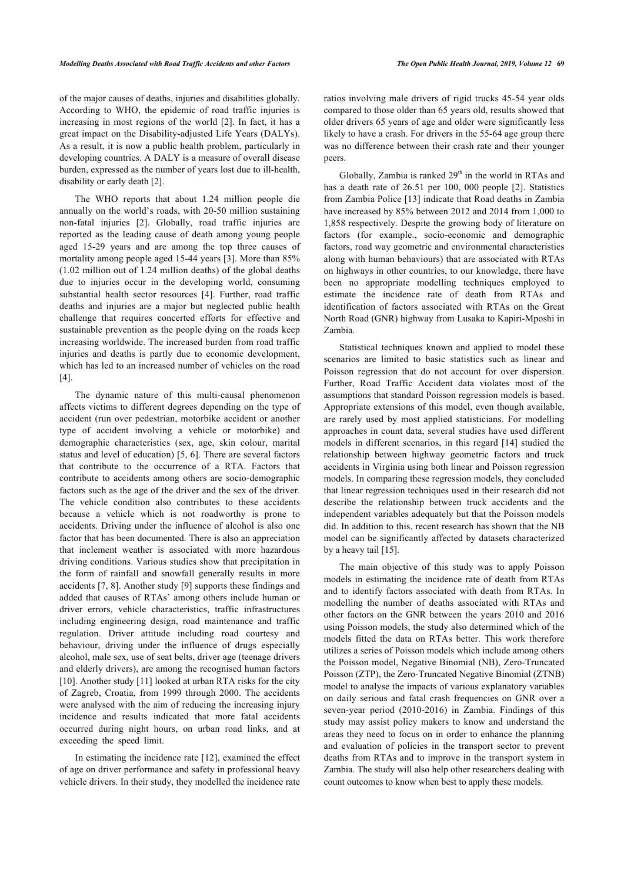of the major causes of deaths, injuries and disabilities globally. According to WHO, the epidemic of road traffic injuries is increasing in most regions of the world [2]. In fact, it has a great impact on the Disability-adjusted Life Years (DALYs). As a result, it is now a public health problem, particularly in developing countries. A DALY is a measure of overall disease burden, expressed as the number of years lost due to ill-health, disability or early death [2].

The WHO reports that about 1.24 million people die annually on the world's roads, with 20-50 million sustaining non-fatal injuries [2]. Globally, road traffic injuries are reported as the leading cause of death among young people aged 15-29 years and are among the top three causes of mortality among people aged 15-44 years [3]. More than 85% (1.02 million out of 1.24 million deaths) of the global deaths due to injuries occur in the developing world, consuming substantial health sector resources [4]. Further, road traffic deaths and injuries are a major but neglected public health challenge that requires concerted efforts for effective and sustainable prevention as the people dying on the roads keep increasing worldwide. The increased burden from road traffic injuries and deaths is partly due to economic development, which has led to an increased number of vehicles on the road [4].

The dynamic nature of this multi-causal phenomenon affects victims to different degrees depending on the type of accident (run over pedestrian, motorbike accident or another type of accident involving a vehicle or motorbike) and demographic characteristics (sex, age, skin colour, marital status and level of education) [5, 6]. There are several factors that contribute to the occurrence of a RTA. Factors that contribute to accidents among others are socio-demographic factors such as the age of the driver and the sex of the driver. The vehicle condition also contributes to these accidents because a vehicle which is not roadworthy is prone to accidents. Driving under the influence of alcohol is also one factor that has been documented. There is also an appreciation that inclement weather is associated with more hazardous driving conditions. Various studies show that precipitation in the form of rainfall and snowfall generally results in more accidents [7, 8]. Another study [9] supports these findings and added that causes of RTAs' among others include human or driver errors, vehicle characteristics, traffic infrastructures including engineering design, road maintenance and traffic regulation. Driver attitude including road courtesy and behaviour, driving under the influence of drugs especially alcohol, male sex, use of seat belts, driver age (teenage drivers and elderly drivers), are among the recognised human factors [10]. Another study [11] looked at urban RTA risks for the city of Zagreb, Croatia, from 1999 through 2000. The accidents were analysed with the aim of reducing the increasing injury incidence and results indicated that more fatal accidents occurred during night hours, on urban road links, and at exceeding the speed limit.

In estimating the incidence rate [12], examined the effect of age on driver performance and safety in professional heavy vehicle drivers. In their study, they modelled the incidence rate ratios involving male drivers of rigid trucks 45-54 year olds compared to those older than 65 years old, results showed that older drivers 65 years of age and older were significantly less likely to have a crash. For drivers in the 55-64 age group there was no difference between their crash rate and their younger peers.

Globally, Zambia is ranked 29th in the world in RTAs and has a death rate of 26.51 per 100, 000 people [2]. Statistics from Zambia Police [13] indicate that Road deaths in Zambia have increased by 85% between 2012 and 2014 from 1,000 to 1,858 respectively. Despite the growing body of literature on factors (for example., socio-economic and demographic factors, road way geometric and environmental characteristics along with human behaviours) that are associated with RTAs on highways in other countries, to our knowledge, there have been no appropriate modelling techniques employed to estimate the incidence rate of death from RTAs and identification of factors associated with RTAs on the Great North Road (GNR) highway from Lusaka to Kapiri-Mposhi in Zambia.

Statistical techniques known and applied to model these scenarios are limited to basic statistics such as linear and Poisson regression that do not account for over dispersion. Further, Road Traffic Accident data violates most of the assumptions that standard Poisson regression models is based. Appropriate extensions of this model, even though available, are rarely used by most applied statisticians. For modelling approaches in count data, several studies have used different models in different scenarios, in this regard [14] studied the relationship between highway geometric factors and truck accidents in Virginia using both linear and Poisson regression models. In comparing these regression models, they concluded that linear regression techniques used in their research did not describe the relationship between truck accidents and the independent variables adequately but that the Poisson models did. In addition to this, recent research has shown that the NB model can be significantly affected by datasets characterized by a heavy tail [15].

The main objective of this study was to apply Poisson models in estimating the incidence rate of death from RTAs and to identify factors associated with death from RTAs. In modelling the number of deaths associated with RTAs and other factors on the GNR between the years 2010 and 2016 using Poisson models, the study also determined which of the models fitted the data on RTAs better. This work therefore utilizes a series of Poisson models which include among others the Poisson model, Negative Binomial (NB), Zero-Truncated Poisson (ZTP), the Zero-Truncated Negative Binomial (ZTNB) model to analyse the impacts of various explanatory variables on daily serious and fatal crash frequencies on GNR over a seven-year period (2010-2016) in Zambia. Findings of this study may assist policy makers to know and understand the areas they need to focus on in order to enhance the planning and evaluation of policies in the transport sector to prevent deaths from RTAs and to improve in the transport system in Zambia. The study will also help other researchers dealing with count outcomes to know when best to apply these models.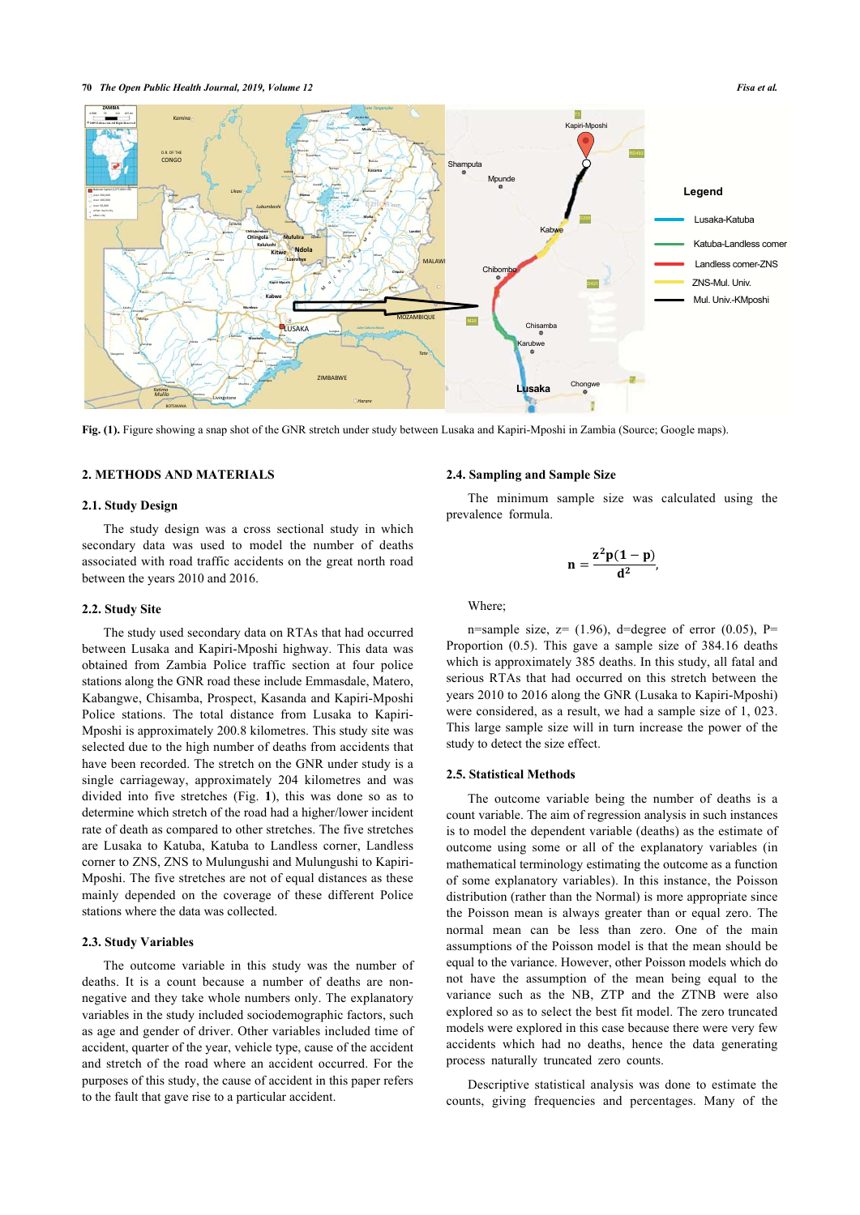Fig. (1). Figure showing a snap shot of the GNR stretch under study between Lusaka and Kapiri-Mposhi in Zambia (Source; Google maps).

## 2. METHODS AND MATERIALS

### 2.1. Study Design

The study design was a cross sectional study in which secondary data was used to model the number of deaths associated with road traffic accidents on the great north road between the years 2010 and 2016.

### 2.2. Study Site

The study used secondary data on RTAs that had occurred between Lusaka and Kapiri-Mposhi highway. This data was obtained from Zambia Police traffic section at four police stations along the GNR road these include Emmasdale, Matero, Kabangwe, Chisamba, Prospect, Kasanda and Kapiri-Mposhi Police stations. The total distance from Lusaka to Kapiri-Mposhi is approximately 200.8 kilometres. This study site was selected due to the high number of deaths from accidents that have been recorded. The stretch on the GNR under study is a single carriageway, approximately 204 kilometres and was divided into five stretches (Fig. **1**), this was done so as to determine which stretch of the road had a higher/lower incident rate of death as compared to other stretches. The five stretches are Lusaka to Katuba, Katuba to Landless corner, Landless corner to ZNS, ZNS to Mulungushi and Mulungushi to Kapiri-Mposhi. The five stretches are not of equal distances as these mainly depended on the coverage of these different Police stations where the data was collected.

### 2.3. Study Variables

The outcome variable in this study was the number of deaths. It is a count because a number of deaths are non-negative and they take whole numbers only. The explanatory variables in the study included sociodemographic factors, such as age and gender of driver. Other variables included time of accident, quarter of the year, vehicle type, cause of the accident and stretch of the road where an accident occurred. For the purposes of this study, the cause of accident in this paper refers to the fault that gave rise to a particular accident.

### 2.4. Sampling and Sample Size

The minimum sample size was calculated using the prevalence formula.

$$\mathbf{n} = \frac{\mathbf{z^2 p(1 - p)}}{\mathbf{d^2}},$$

Where;

n=sample size, z= (1.96), d=degree of error (0.05), P= Proportion (0.5). This gave a sample size of 384.16 deaths which is approximately 385 deaths. In this study, all fatal and serious RTAs that had occurred on this stretch between the years 2010 to 2016 along the GNR (Lusaka to Kapiri-Mposhi) were considered, as a result, we had a sample size of 1, 023. This large sample size will in turn increase the power of the study to detect the size effect.

### 2.5. Statistical Methods

The outcome variable being the number of deaths is a count variable. The aim of regression analysis in such instances is to model the dependent variable (deaths) as the estimate of outcome using some or all of the explanatory variables (in mathematical terminology estimating the outcome as a function of some explanatory variables). In this instance, the Poisson distribution (rather than the Normal) is more appropriate since the Poisson mean is always greater than or equal zero. The normal mean can be less than zero. One of the main assumptions of the Poisson model is that the mean should be equal to the variance. However, other Poisson models which do not have the assumption of the mean being equal to the variance such as the NB, ZTP and the ZTNB were also explored so as to select the best fit model. The zero truncated models were explored in this case because there were very few accidents which had no deaths, hence the data generating process naturally truncated zero counts.

Descriptive statistical analysis was done to estimate the counts, giving frequencies and percentages. Many of the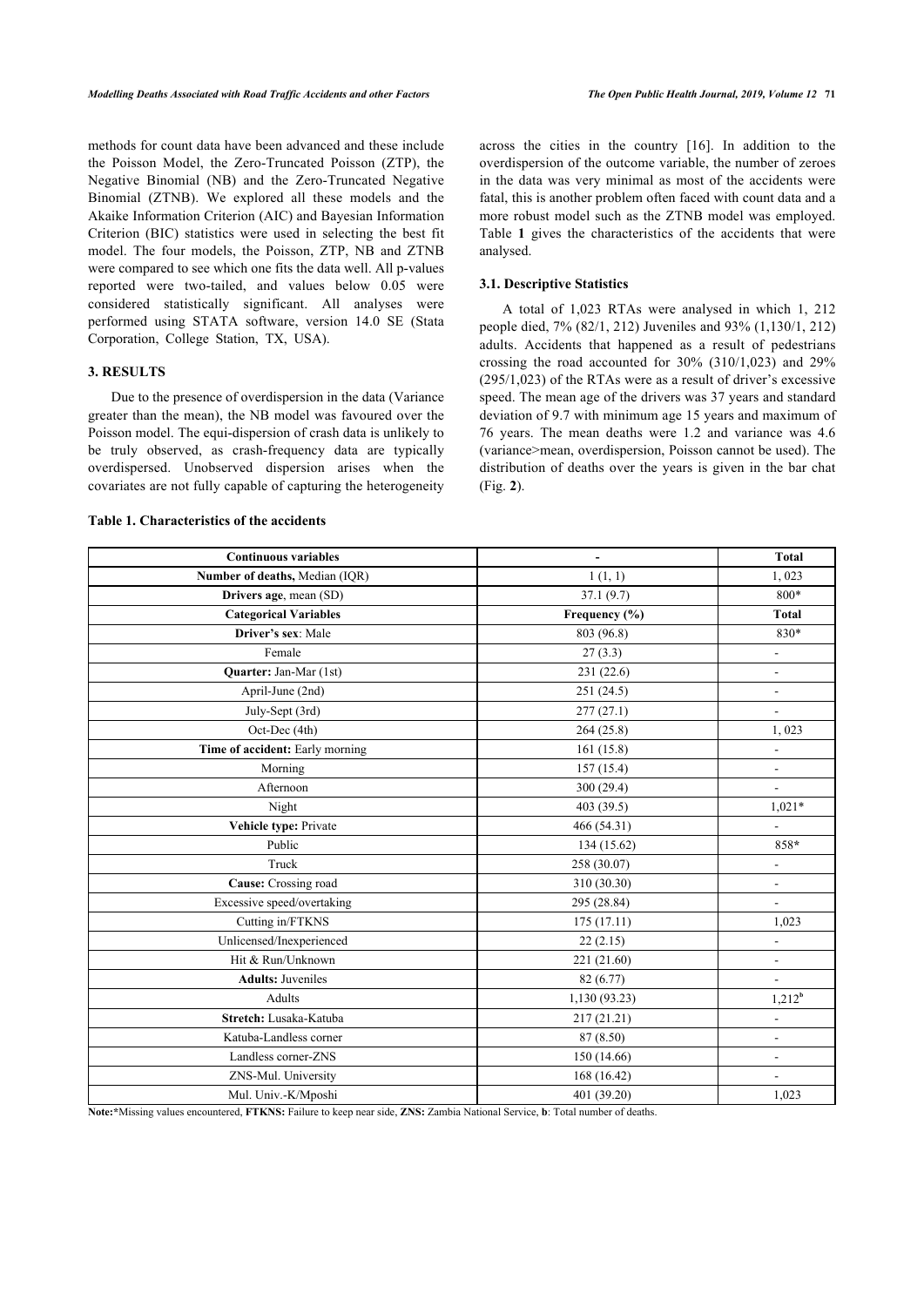methods for count data have been advanced and these include the Poisson Model, the Zero-Truncated Poisson (ZTP), the Negative Binomial (NB) and the Zero-Truncated Negative Binomial (ZTNB). We explored all these models and the Akaike Information Criterion (AIC) and Bayesian Information Criterion (BIC) statistics were used in selecting the best fit model. The four models, the Poisson, ZTP, NB and ZTNB were compared to see which one fits the data well. All p-values reported were two-tailed, and values below 0.05 were considered statistically significant. All analyses were performed using STATA software, version 14.0 SE (Stata Corporation, College Station, TX, USA).

## 3. RESULTS

Due to the presence of overdispersion in the data (Variance greater than the mean), the NB model was favoured over the Poisson model. The equi-dispersion of crash data is unlikely to be truly observed, as crash-frequency data are typically overdispersed. Unobserved dispersion arises when the covariates are not fully capable of capturing the heterogeneity across the cities in the country [16]. In addition to the overdispersion of the outcome variable, the number of zeroes in the data was very minimal as most of the accidents were fatal, this is another problem often faced with count data and a more robust model such as the ZTNB model was employed. Table **1** gives the characteristics of the accidents that were analysed.

### 3.1. Descriptive Statistics

A total of 1,023 RTAs were analysed in which 1, 212 people died, 7% (82/1, 212) Juveniles and 93% (1,130/1, 212) adults. Accidents that happened as a result of pedestrians crossing the road accounted for 30% (310/1,023) and 29% (295/1,023) of the RTAs were as a result of driver's excessive speed. The mean age of the drivers was 37 years and standard deviation of 9.7 with minimum age 15 years and maximum of 76 years. The mean deaths were 1.2 and variance was 4.6 (variance>mean, overdispersion, Poisson cannot be used). The distribution of deaths over the years is given in the bar chat (Fig. **2**).

**Table 1. Characteristics of the accidents**

| Continuous variables | - | Total |
|---|---|---|
| **Number of deaths,** Median (IQR) | 1 (1, 1) | 1, 023 |
| **Drivers age**, mean (SD) | 37.1 (9.7) | 800* |
| **Categorical Variables** | **Frequency (%)** | **Total** |
| **Driver's sex**: Male | 803 (96.8) | 830* |
| Female | 27 (3.3) | - |
| **Quarter:** Jan-Mar (1st) | 231 (22.6) | - |
| April-June (2nd) | 251 (24.5) | - |
| July-Sept (3rd) | 277 (27.1) | - |
| Oct-Dec (4th) | 264 (25.8) | 1, 023 |
| **Time of accident:** Early morning | 161 (15.8) | - |
| Morning | 157 (15.4) | - |
| Afternoon | 300 (29.4) | - |
| Night | 403 (39.5) | 1,021* |
| **Vehicle type:** Private | 466 (54.31) | - |
| Public | 134 (15.62) | 858* |
| Truck | 258 (30.07) | - |
| **Cause:** Crossing road | 310 (30.30) | - |
| Excessive speed/overtaking | 295 (28.84) | - |
| Cutting in/FTKNS | 175 (17.11) | 1,023 |
| Unlicensed/Inexperienced | 22 (2.15) | - |
| Hit & Run/Unknown | 221 (21.60) | - |
| **Adults:** Juveniles | 82 (6.77) | - |
| Adults | 1,130 (93.23) | 1,212[b] |
| **Stretch:** Lusaka-Katuba | 217 (21.21) | - |
| Katuba-Landless corner | 87 (8.50) | - |
| Landless corner-ZNS | 150 (14.66) | - |
| ZNS-Mul. University | 168 (16.42) | - |
| Mul. Univ.-K/Mposhi | 401 (39.20) | 1,023 |

**Note:***Missing values encountered, **FTKNS:** Failure to keep near side, **ZNS:** Zambia National Service, **b**: Total number of deaths.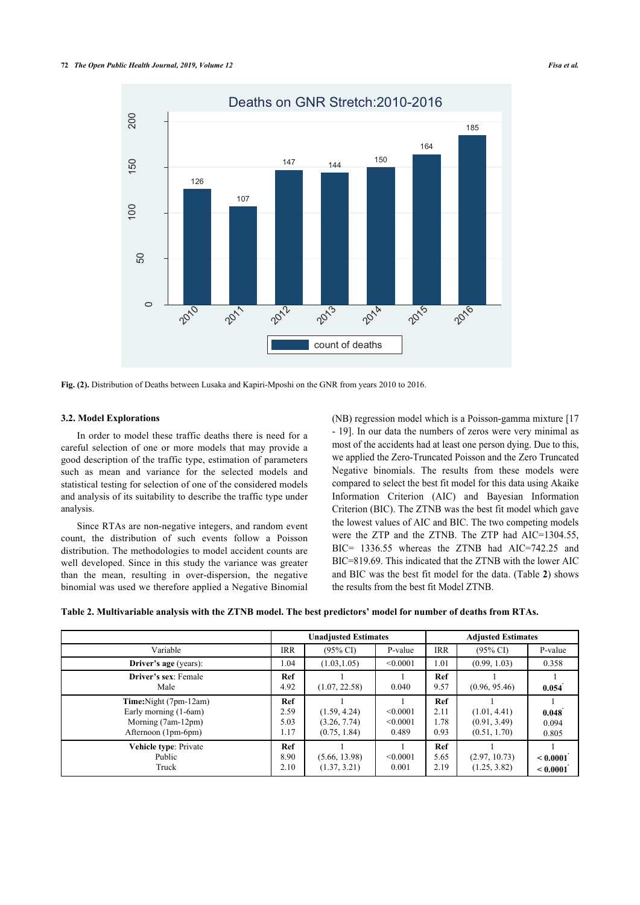Fig. (2). Distribution of Deaths between Lusaka and Kapiri-Mposhi on the GNR from years 2010 to 2016.

### 3.2. Model Explorations

In order to model these traffic deaths there is need for a careful selection of one or more models that may provide a good description of the traffic type, estimation of parameters such as mean and variance for the selected models and statistical testing for selection of one of the considered models and analysis of its suitability to describe the traffic type under analysis.

Since RTAs are non-negative integers, and random event count, the distribution of such events follow a Poisson distribution. The methodologies to model accident counts are well developed. Since in this study the variance was greater than the mean, resulting in over-dispersion, the negative binomial was used we therefore applied a Negative Binomial (NB) regression model which is a Poisson-gamma mixture [17 - 19]. In our data the numbers of zeros were very minimal as most of the accidents had at least one person dying. Due to this, we applied the Zero-Truncated Poisson and the Zero Truncated Negative binomials. The results from these models were compared to select the best fit model for this data using Akaike Information Criterion (AIC) and Bayesian Information Criterion (BIC). The ZTNB was the best fit model which gave the lowest values of AIC and BIC. The two competing models were the ZTP and the ZTNB. The ZTP had AIC=1304.55, BIC= 1336.55 whereas the ZTNB had AIC=742.25 and BIC=819.69. This indicated that the ZTNB with the lower AIC and BIC was the best fit model for the data. (Table **2**) shows the results from the best fit Model ZTNB.

**Table 2. Multivariable analysis with the ZTNB model. The best predictors' model for number of deaths from RTAs.**

| | Unadjusted Estimates | | | Adjusted Estimates | | |
|---|---|---|---|---|---|---|
| Variable | IRR | (95% CI) | P-value | IRR | (95% CI) | P-value |
| **Driver's age** (years): | 1.04 | (1.03,1.05) | <0.0001 | 1.01 | (0.99, 1.03) | 0.358 |
| **Driver's sex**: Female | **Ref** | 1 | 1 | **Ref** | 1 | 1 |
| Male | 4.92 | (1.07, 22.58) | 0.040 | 9.57 | (0.96, 95.46) | **0.054*** |
| **Time**:Night (7pm-12am) | **Ref** | 1 | 1 | **Ref** | 1 | 1 |
| Early morning (1-6am) | 2.59 | (1.59, 4.24) | <0.0001 | 2.11 | (1.01, 4.41) | **0.048*** |
| Morning (7am-12pm) | 5.03 | (3.26, 7.74) | <0.0001 | 1.78 | (0.91, 3.49) | 0.094 |
| Afternoon (1pm-6pm) | 1.17 | (0.75, 1.84) | 0.489 | 0.93 | (0.51, 1.70) | 0.805 |
| **Vehicle type**: Private | **Ref** | 1 | 1 | **Ref** | 1 | 1 |
| Public | 8.90 | (5.66, 13.98) | <0.0001 | 5.65 | (2.97, 10.73) | **< 0.0001*** |
| Truck | 2.10 | (1.37, 3.21) | 0.001 | 2.19 | (1.25, 3.82) | **< 0.0001*** |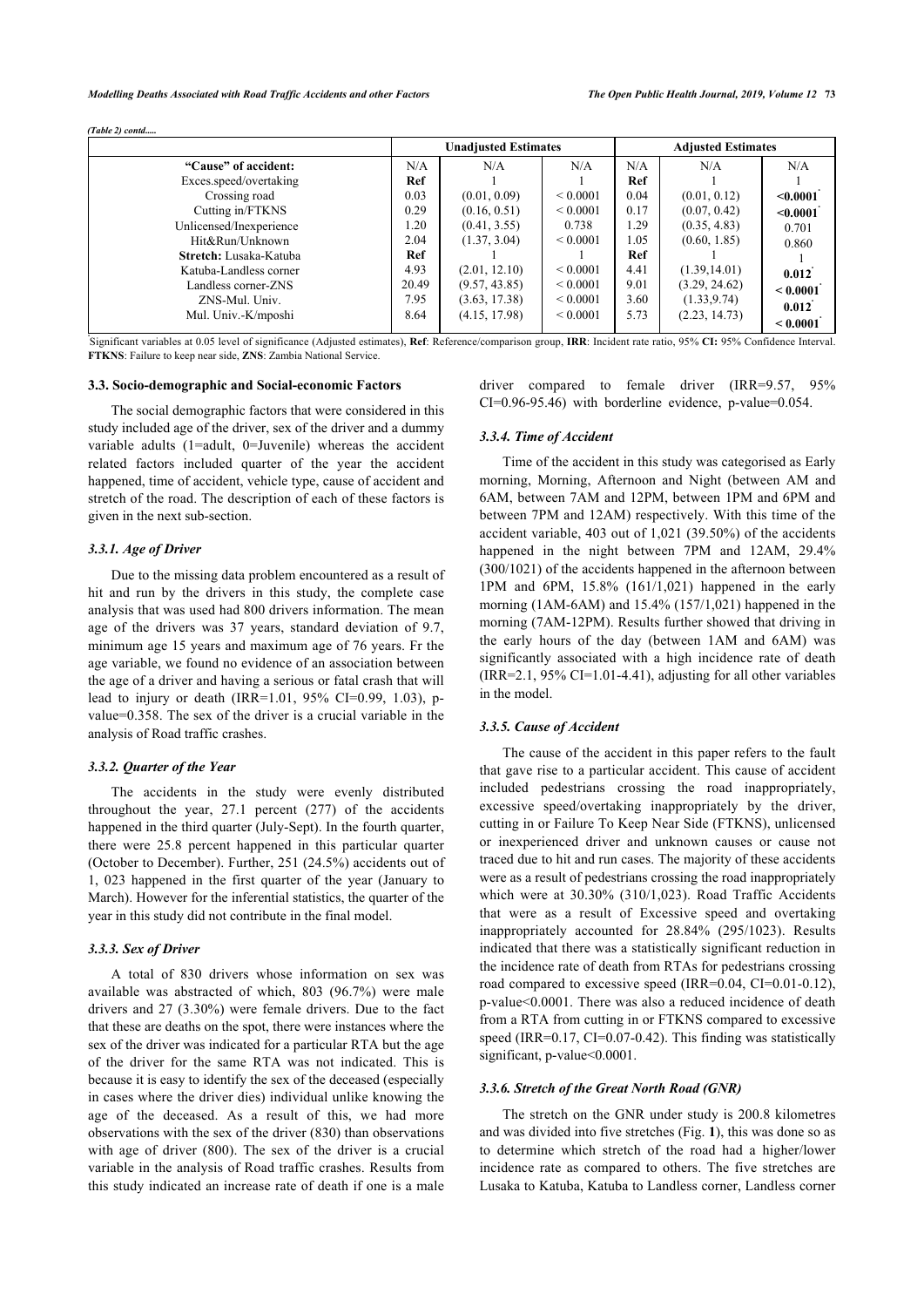*(Table 2) contd.....*

| | Unadjusted Estimates | | | Adjusted Estimates | | |
|---|---|---|---|---|---|---|
| **"Cause" of accident:** | N/A | N/A | N/A | N/A | N/A | N/A |
| Exces.speed/overtaking | **Ref** | 1 | | **Ref** | 1 | |
| Crossing road | 0.03 | (0.01, 0.09) | < 0.0001 | 0.04 | (0.01, 0.12) | **<0.0001*** |
| Cutting in/FTKNS | 0.29 | (0.16, 0.51) | < 0.0001 | 0.17 | (0.07, 0.42) | **<0.0001*** |
| Unlicensed/Inexperience | 1.20 | (0.41, 3.55) | 0.738 | 1.29 | (0.35, 4.83) | 0.701 |
| Hit&Run/Unknown | 2.04 | (1.37, 3.04) | < 0.0001 | 1.05 | (0.60, 1.85) | 0.860 |
| **Stretch:** Lusaka-Katuba | **Ref** | 1 | | **Ref** | 1 | |
| Katuba-Landless corner | 4.93 | (2.01, 12.10) | < 0.0001 | 4.41 | (1.39,14.01) | **0.012*** |
| Landless corner-ZNS | 20.49 | (9.57, 43.85) | < 0.0001 | 9.01 | (3.29, 24.62) | **< 0.0001*** |
| ZNS-Mul. Univ. | 7.95 | (3.63, 17.38) | < 0.0001 | 3.60 | (1.33,9.74) | **0.012*** |
| Mul. Univ.-K/mposhi | 8.64 | (4.15, 17.98) | < 0.0001 | 5.73 | (2.23, 14.73) | **< 0.0001*** |

*Significant variables at 0.05 level of significance (Adjusted estimates), **Ref**: Reference/comparison group, **IRR**: Incident rate ratio, 95% **CI:** 95% Confidence Interval. **FTKNS**: Failure to keep near side, **ZNS**: Zambia National Service.

### 3.3. Socio-demographic and Social-economic Factors

The social demographic factors that were considered in this study included age of the driver, sex of the driver and a dummy variable adults (1=adult, 0=Juvenile) whereas the accident related factors included quarter of the year the accident happened, time of accident, vehicle type, cause of accident and stretch of the road. The description of each of these factors is given in the next sub-section.

#### *3.3.1. Age of Driver*

Due to the missing data problem encountered as a result of hit and run by the drivers in this study, the complete case analysis that was used had 800 drivers information. The mean age of the drivers was 37 years, standard deviation of 9.7, minimum age 15 years and maximum age of 76 years. Fr the age variable, we found no evidence of an association between the age of a driver and having a serious or fatal crash that will lead to injury or death (IRR=1.01, 95% CI=0.99, 1.03), p-value=0.358. The sex of the driver is a crucial variable in the analysis of Road traffic crashes.

#### *3.3.2. Quarter of the Year*

The accidents in the study were evenly distributed throughout the year, 27.1 percent (277) of the accidents happened in the third quarter (July-Sept). In the fourth quarter, there were 25.8 percent happened in this particular quarter (October to December). Further, 251 (24.5%) accidents out of 1, 023 happened in the first quarter of the year (January to March). However for the inferential statistics, the quarter of the year in this study did not contribute in the final model.

#### *3.3.3. Sex of Driver*

A total of 830 drivers whose information on sex was available was abstracted of which, 803 (96.7%) were male drivers and 27 (3.30%) were female drivers. Due to the fact that these are deaths on the spot, there were instances where the sex of the driver was indicated for a particular RTA but the age of the driver for the same RTA was not indicated. This is because it is easy to identify the sex of the deceased (especially in cases where the driver dies) individual unlike knowing the age of the deceased. As a result of this, we had more observations with the sex of the driver (830) than observations with age of driver (800). The sex of the driver is a crucial variable in the analysis of Road traffic crashes. Results from this study indicated an increase rate of death if one is a male driver compared to female driver (IRR=9.57, 95% CI=0.96-95.46) with borderline evidence, p-value=0.054.

#### *3.3.4. Time of Accident*

Time of the accident in this study was categorised as Early morning, Morning, Afternoon and Night (between AM and 6AM, between 7AM and 12PM, between 1PM and 6PM and between 7PM and 12AM) respectively. With this time of the accident variable, 403 out of 1,021 (39.50%) of the accidents happened in the night between 7PM and 12AM, 29.4% (300/1021) of the accidents happened in the afternoon between 1PM and 6PM, 15.8% (161/1,021) happened in the early morning (1AM-6AM) and 15.4% (157/1,021) happened in the morning (7AM-12PM). Results further showed that driving in the early hours of the day (between 1AM and 6AM) was significantly associated with a high incidence rate of death (IRR=2.1, 95% CI=1.01-4.41), adjusting for all other variables in the model.

#### *3.3.5. Cause of Accident*

The cause of the accident in this paper refers to the fault that gave rise to a particular accident. This cause of accident included pedestrians crossing the road inappropriately, excessive speed/overtaking inappropriately by the driver, cutting in or Failure To Keep Near Side (FTKNS), unlicensed or inexperienced driver and unknown causes or cause not traced due to hit and run cases. The majority of these accidents were as a result of pedestrians crossing the road inappropriately which were at 30.30% (310/1,023). Road Traffic Accidents that were as a result of Excessive speed and overtaking inappropriately accounted for 28.84% (295/1023). Results indicated that there was a statistically significant reduction in the incidence rate of death from RTAs for pedestrians crossing road compared to excessive speed (IRR=0.04, CI=0.01-0.12), p-value<0.0001. There was also a reduced incidence of death from a RTA from cutting in or FTKNS compared to excessive speed (IRR=0.17, CI=0.07-0.42). This finding was statistically significant, p-value<0.0001.

#### *3.3.6. Stretch of the Great North Road (GNR)*

The stretch on the GNR under study is 200.8 kilometres and was divided into five stretches (Fig. **1**), this was done so as to determine which stretch of the road had a higher/lower incidence rate as compared to others. The five stretches are Lusaka to Katuba, Katuba to Landless corner, Landless corner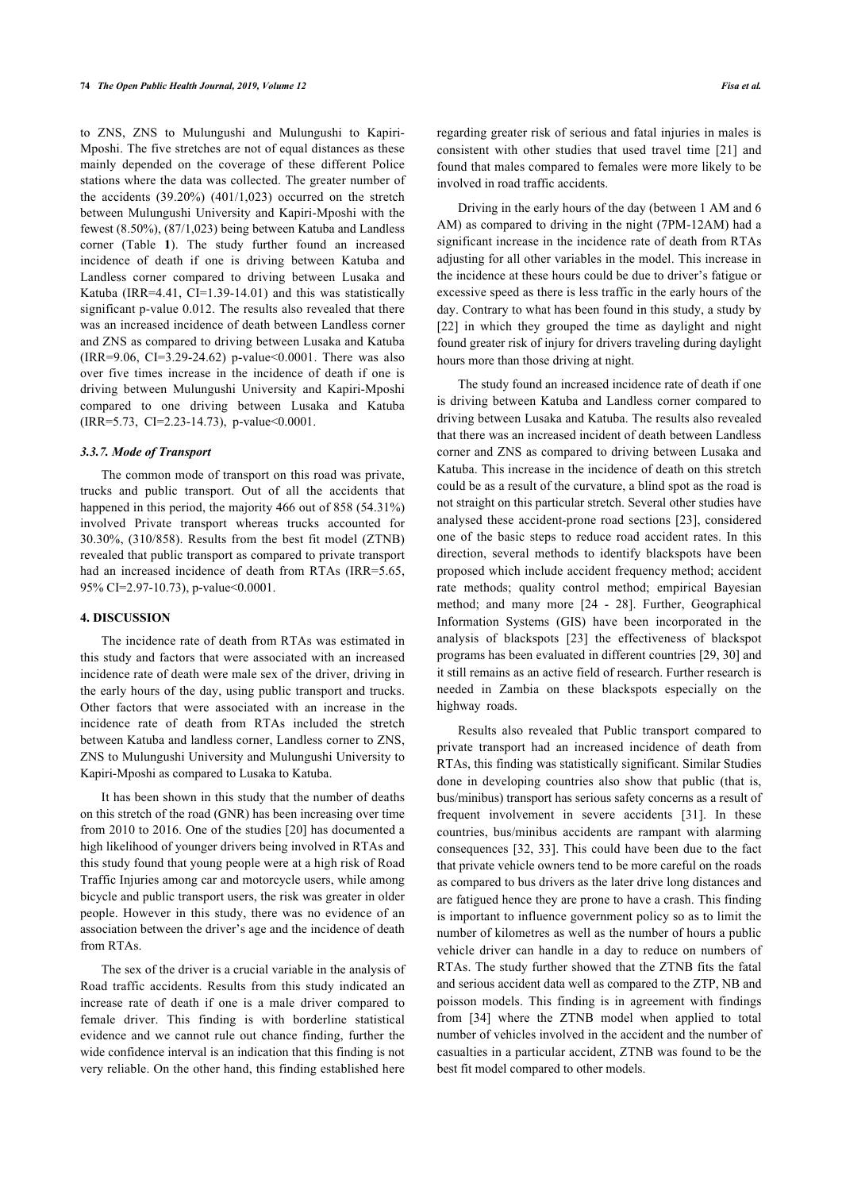to ZNS, ZNS to Mulungushi and Mulungushi to Kapiri-Mposhi. The five stretches are not of equal distances as these mainly depended on the coverage of these different Police stations where the data was collected. The greater number of the accidents (39.20%) (401/1,023) occurred on the stretch between Mulungushi University and Kapiri-Mposhi with the fewest (8.50%), (87/1,023) being between Katuba and Landless corner (Table **1**). The study further found an increased incidence of death if one is driving between Katuba and Landless corner compared to driving between Lusaka and Katuba (IRR=4.41, CI=1.39-14.01) and this was statistically significant p-value 0.012. The results also revealed that there was an increased incidence of death between Landless corner and ZNS as compared to driving between Lusaka and Katuba (IRR=9.06, CI=3.29-24.62) p-value<0.0001. There was also over five times increase in the incidence of death if one is driving between Mulungushi University and Kapiri-Mposhi compared to one driving between Lusaka and Katuba (IRR=5.73, CI=2.23-14.73), p-value<0.0001.

### *3.3.7. Mode of Transport*

The common mode of transport on this road was private, trucks and public transport. Out of all the accidents that happened in this period, the majority 466 out of 858 (54.31%) involved Private transport whereas trucks accounted for 30.30%, (310/858). Results from the best fit model (ZTNB) revealed that public transport as compared to private transport had an increased incidence of death from RTAs (IRR=5.65, 95% CI=2.97-10.73), p-value<0.0001.

## 4. DISCUSSION

The incidence rate of death from RTAs was estimated in this study and factors that were associated with an increased incidence rate of death were male sex of the driver, driving in the early hours of the day, using public transport and trucks. Other factors that were associated with an increase in the incidence rate of death from RTAs included the stretch between Katuba and landless corner, Landless corner to ZNS, ZNS to Mulungushi University and Mulungushi University to Kapiri-Mposhi as compared to Lusaka to Katuba.

It has been shown in this study that the number of deaths on this stretch of the road (GNR) has been increasing over time from 2010 to 2016. One of the studies [20] has documented a high likelihood of younger drivers being involved in RTAs and this study found that young people were at a high risk of Road Traffic Injuries among car and motorcycle users, while among bicycle and public transport users, the risk was greater in older people. However in this study, there was no evidence of an association between the driver's age and the incidence of death from RTAs.

The sex of the driver is a crucial variable in the analysis of Road traffic accidents. Results from this study indicated an increase rate of death if one is a male driver compared to female driver. This finding is with borderline statistical evidence and we cannot rule out chance finding, further the wide confidence interval is an indication that this finding is not very reliable. On the other hand, this finding established here regarding greater risk of serious and fatal injuries in males is consistent with other studies that used travel time [21] and found that males compared to females were more likely to be involved in road traffic accidents.

Driving in the early hours of the day (between 1 AM and 6 AM) as compared to driving in the night (7PM-12AM) had a significant increase in the incidence rate of death from RTAs adjusting for all other variables in the model. This increase in the incidence at these hours could be due to driver's fatigue or excessive speed as there is less traffic in the early hours of the day. Contrary to what has been found in this study, a study by [22] in which they grouped the time as daylight and night found greater risk of injury for drivers traveling during daylight hours more than those driving at night.

The study found an increased incidence rate of death if one is driving between Katuba and Landless corner compared to driving between Lusaka and Katuba. The results also revealed that there was an increased incident of death between Landless corner and ZNS as compared to driving between Lusaka and Katuba. This increase in the incidence of death on this stretch could be as a result of the curvature, a blind spot as the road is not straight on this particular stretch. Several other studies have analysed these accident-prone road sections [23], considered one of the basic steps to reduce road accident rates. In this direction, several methods to identify blackspots have been proposed which include accident frequency method; accident rate methods; quality control method; empirical Bayesian method; and many more [24 - 28]. Further, Geographical Information Systems (GIS) have been incorporated in the analysis of blackspots [23] the effectiveness of blackspot programs has been evaluated in different countries [29, 30] and it still remains as an active field of research. Further research is needed in Zambia on these blackspots especially on the highway roads.

Results also revealed that Public transport compared to private transport had an increased incidence of death from RTAs, this finding was statistically significant. Similar Studies done in developing countries also show that public (that is, bus/minibus) transport has serious safety concerns as a result of frequent involvement in severe accidents [31]. In these countries, bus/minibus accidents are rampant with alarming consequences [32, 33]. This could have been due to the fact that private vehicle owners tend to be more careful on the roads as compared to bus drivers as the later drive long distances and are fatigued hence they are prone to have a crash. This finding is important to influence government policy so as to limit the number of kilometres as well as the number of hours a public vehicle driver can handle in a day to reduce on numbers of RTAs. The study further showed that the ZTNB fits the fatal and serious accident data well as compared to the ZTP, NB and poisson models. This finding is in agreement with findings from [34] where the ZTNB model when applied to total number of vehicles involved in the accident and the number of casualties in a particular accident, ZTNB was found to be the best fit model compared to other models.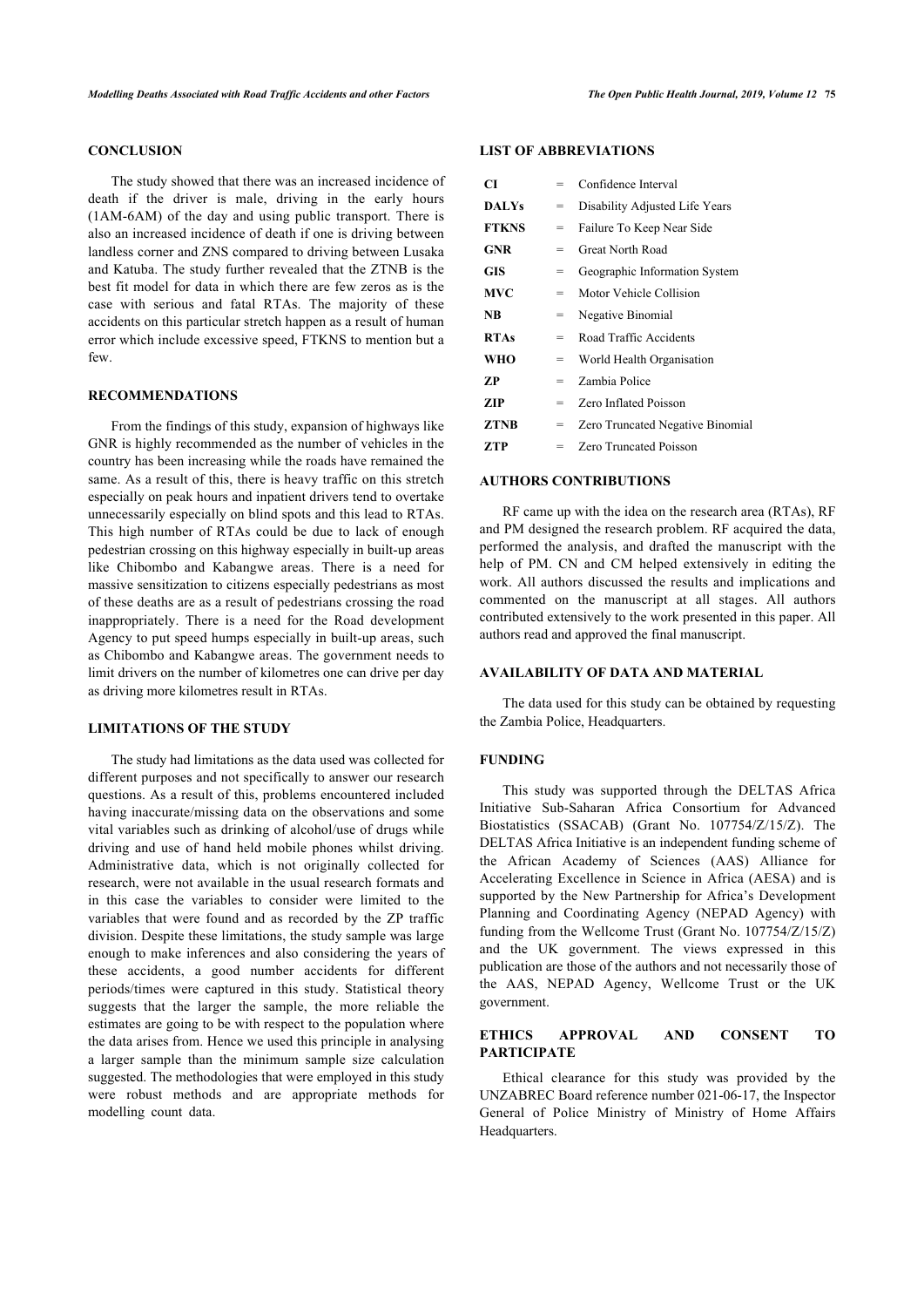## CONCLUSION

The study showed that there was an increased incidence of death if the driver is male, driving in the early hours (1AM-6AM) of the day and using public transport. There is also an increased incidence of death if one is driving between landless corner and ZNS compared to driving between Lusaka and Katuba. The study further revealed that the ZTNB is the best fit model for data in which there are few zeros as is the case with serious and fatal RTAs. The majority of these accidents on this particular stretch happen as a result of human error which include excessive speed, FTKNS to mention but a few.

## RECOMMENDATIONS

From the findings of this study, expansion of highways like GNR is highly recommended as the number of vehicles in the country has been increasing while the roads have remained the same. As a result of this, there is heavy traffic on this stretch especially on peak hours and inpatient drivers tend to overtake unnecessarily especially on blind spots and this lead to RTAs. This high number of RTAs could be due to lack of enough pedestrian crossing on this highway especially in built-up areas like Chibombo and Kabangwe areas. There is a need for massive sensitization to citizens especially pedestrians as most of these deaths are as a result of pedestrians crossing the road inappropriately. There is a need for the Road development Agency to put speed humps especially in built-up areas, such as Chibombo and Kabangwe areas. The government needs to limit drivers on the number of kilometres one can drive per day as driving more kilometres result in RTAs.

## LIMITATIONS OF THE STUDY

The study had limitations as the data used was collected for different purposes and not specifically to answer our research questions. As a result of this, problems encountered included having inaccurate/missing data on the observations and some vital variables such as drinking of alcohol/use of drugs while driving and use of hand held mobile phones whilst driving. Administrative data, which is not originally collected for research, were not available in the usual research formats and in this case the variables to consider were limited to the variables that were found and as recorded by the ZP traffic division. Despite these limitations, the study sample was large enough to make inferences and also considering the years of these accidents, a good number accidents for different periods/times were captured in this study. Statistical theory suggests that the larger the sample, the more reliable the estimates are going to be with respect to the population where the data arises from. Hence we used this principle in analysing a larger sample than the minimum sample size calculation suggested. The methodologies that were employed in this study were robust methods and are appropriate methods for modelling count data.

## LIST OF ABBREVIATIONS

| | | |
|---|---|---|
| **CI** | = | Confidence Interval |
| **DALYs** | = | Disability Adjusted Life Years |
| **FTKNS** | = | Failure To Keep Near Side |
| **GNR** | = | Great North Road |
| **GIS** | = | Geographic Information System |
| **MVC** | = | Motor Vehicle Collision |
| **NB** | = | Negative Binomial |
| **RTAs** | = | Road Traffic Accidents |
| **WHO** | = | World Health Organisation |
| **ZP** | = | Zambia Police |
| **ZIP** | = | Zero Inflated Poisson |
| **ZTNB** | = | Zero Truncated Negative Binomial |
| **ZTP** | = | Zero Truncated Poisson |

## AUTHORS CONTRIBUTIONS

RF came up with the idea on the research area (RTAs), RF and PM designed the research problem. RF acquired the data, performed the analysis, and drafted the manuscript with the help of PM. CN and CM helped extensively in editing the work. All authors discussed the results and implications and commented on the manuscript at all stages. All authors contributed extensively to the work presented in this paper. All authors read and approved the final manuscript.

## AVAILABILITY OF DATA AND MATERIAL

The data used for this study can be obtained by requesting the Zambia Police, Headquarters.

## FUNDING

This study was supported through the DELTAS Africa Initiative Sub-Saharan Africa Consortium for Advanced Biostatistics (SSACAB) (Grant No. 107754/Z/15/Z). The DELTAS Africa Initiative is an independent funding scheme of the African Academy of Sciences (AAS) Alliance for Accelerating Excellence in Science in Africa (AESA) and is supported by the New Partnership for Africa's Development Planning and Coordinating Agency (NEPAD Agency) with funding from the Wellcome Trust (Grant No. 107754/Z/15/Z) and the UK government. The views expressed in this publication are those of the authors and not necessarily those of the AAS, NEPAD Agency, Wellcome Trust or the UK government.

## ETHICS APPROVAL AND CONSENT TO PARTICIPATE

Ethical clearance for this study was provided by the UNZABREC Board reference number 021-06-17, the Inspector General of Police Ministry of Ministry of Home Affairs Headquarters.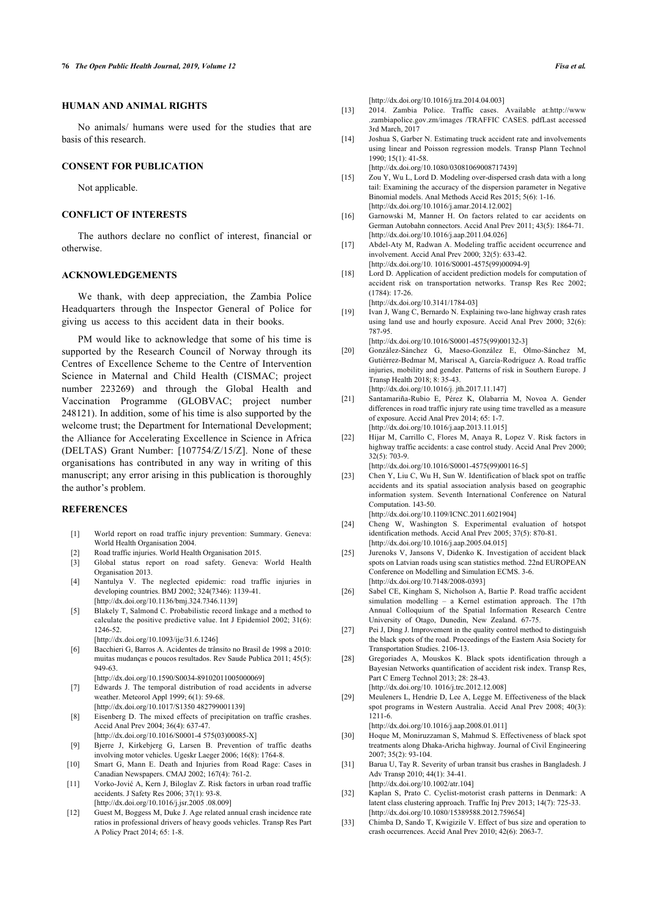## HUMAN AND ANIMAL RIGHTS

No animals/ humans were used for the studies that are basis of this research.

## CONSENT FOR PUBLICATION

Not applicable.

## CONFLICT OF INTERESTS

The authors declare no conflict of interest, financial or otherwise.

## ACKNOWLEDGEMENTS

We thank, with deep appreciation, the Zambia Police Headquarters through the Inspector General of Police for giving us access to this accident data in their books.

PM would like to acknowledge that some of his time is supported by the Research Council of Norway through its Centres of Excellence Scheme to the Centre of Intervention Science in Maternal and Child Health (CISMAC; project number 223269) and through the Global Health and Vaccination Programme (GLOBVAC; project number 248121). In addition, some of his time is also supported by the welcome trust; the Department for International Development; the Alliance for Accelerating Excellence in Science in Africa (DELTAS) Grant Number: [107754/Z/15/Z]. None of these organisations has contributed in any way in writing of this manuscript; any error arising in this publication is thoroughly the author's problem.

## REFERENCES

[1] World report on road traffic injury prevention: Summary. Geneva: World Health Organisation 2004.

[2] Road traffic injuries. World Health Organisation 2015.

[3] Global status report on road safety. Geneva: World Health Organisation 2013.

[4] Nantulya V. The neglected epidemic: road traffic injuries in developing countries. BMJ 2002; 324(7346): 1139-41. [http://dx.doi.org/10.1136/bmj.324.7346.1139]

[5] Blakely T, Salmond C. Probabilistic record linkage and a method to calculate the positive predictive value. Int J Epidemiol 2002; 31(6): 1246-52. [http://dx.doi.org/10.1093/ije/31.6.1246]

[6] Bacchieri G, Barros A. Acidentes de trânsito no Brasil de 1998 a 2010: muitas mudanças e poucos resultados. Rev Saude Publica 2011; 45(5): 949-63. [http://dx.doi.org/10.1590/S0034-89102011005000069]

[7] Edwards J. The temporal distribution of road accidents in adverse weather. Meteorol Appl 1999; 6(1): 59-68. [http://dx.doi.org/10.1017/S1350 482799001139]

[8] Eisenberg D. The mixed effects of precipitation on traffic crashes. Accid Anal Prev 2004; 36(4): 637-47. [http://dx.doi.org/10.1016/S0001-4 575(03)00085-X]

[9] Bjerre J, Kirkebjerg G, Larsen B. Prevention of traffic deaths involving motor vehicles. Ugeskr Laeger 2006; 16(8): 1764-8.

[10] Smart G, Mann E. Death and Injuries from Road Rage: Cases in Canadian Newspapers. CMAJ 2002; 167(4): 761-2.

[11] Vorko-Jović A, Kern J, Biloglav Z. Risk factors in urban road traffic accidents. J Safety Res 2006; 37(1): 93-8. [http://dx.doi.org/10.1016/j.jsr.2005 .08.009]

[12] Guest M, Boggess M, Duke J. Age related annual crash incidence rate ratios in professional drivers of heavy goods vehicles. Transp Res Part A Policy Pract 2014; 65: 1-8. [http://dx.doi.org/10.1016/j.tra.2014.04.003]

[13] 2014. Zambia Police. Traffic cases. Available at:http://www .zambiapolice.gov.zm/images /TRAFFIC CASES. pdfLast accessed 3rd March, 2017

[14] Joshua S, Garber N. Estimating truck accident rate and involvements using linear and Poisson regression models. Transp Plann Technol 1990; 15(1): 41-58. [http://dx.doi.org/10.1080/03081069008717439]

[15] Zou Y, Wu L, Lord D. Modeling over-dispersed crash data with a long tail: Examining the accuracy of the dispersion parameter in Negative Binomial models. Anal Methods Accid Res 2015; 5(6): 1-16. [http://dx.doi.org/10.1016/j.amar.2014.12.002]

[16] Garnowski M, Manner H. On factors related to car accidents on German Autobahn connectors. Accid Anal Prev 2011; 43(5): 1864-71. [http://dx.doi.org/10.1016/j.aap.2011.04.026]

[17] Abdel-Aty M, Radwan A. Modeling traffic accident occurrence and involvement. Accid Anal Prev 2000; 32(5): 633-42. [http://dx.doi.org/10. 1016/S0001-4575(99)00094-9]

[18] Lord D. Application of accident prediction models for computation of accident risk on transportation networks. Transp Res Rec 2002; (1784): 17-26. [http://dx.doi.org/10.3141/1784-03]

[19] Ivan J, Wang C, Bernardo N. Explaining two-lane highway crash rates using land use and hourly exposure. Accid Anal Prev 2000; 32(6): 787-95. [http://dx.doi.org/10.1016/S0001-4575(99)00132-3]

[20] González-Sánchez G, Maeso-González E, Olmo-Sánchez M, Gutiérrez-Bedmar M, Mariscal A, García-Rodríguez A. Road traffic injuries, mobility and gender. Patterns of risk in Southern Europe. J Transp Health 2018; 8: 35-43. [http://dx.doi.org/10.1016/j. jth.2017.11.147]

[21] Santamariña-Rubio E, Pérez K, Olabarria M, Novoa A. Gender differences in road traffic injury rate using time travelled as a measure of exposure. Accid Anal Prev 2014; 65: 1-7. [http://dx.doi.org/10.1016/j.aap.2013.11.015]

[22] Híjar M, Carrillo C, Flores M, Anaya R, Lopez V. Risk factors in highway traffic accidents: a case control study. Accid Anal Prev 2000; 32(5): 703-9. [http://dx.doi.org/10.1016/S0001-4575(99)00116-5]

[23] Chen Y, Liu C, Wu H, Sun W. Identification of black spot on traffic accidents and its spatial association analysis based on geographic information system. Seventh International Conference on Natural Computation. 143-50. [http://dx.doi.org/10.1109/ICNC.2011.6021904]

[24] Cheng W, Washington S. Experimental evaluation of hotspot identification methods. Accid Anal Prev 2005; 37(5): 870-81. [http://dx.doi.org/10.1016/j.aap.2005.04.015]

[25] Jurenoks V, Jansons V, Didenko K. Investigation of accident black spots on Latvian roads using scan statistics method. 22nd EUROPEAN Conference on Modelling and Simulation ECMS. 3-6. [http://dx.doi.org/10.7148/2008-0393]

[26] Sabel CE, Kingham S, Nicholson A, Bartie P. Road traffic accident simulation modelling – a Kernel estimation approach. The 17th Annual Colloquium of the Spatial Information Research Centre University of Otago, Dunedin, New Zealand. 67-75.

[27] Pei J, Ding J. Improvement in the quality control method to distinguish the black spots of the road. Proceedings of the Eastern Asia Society for Transportation Studies. 2106-13.

[28] Gregoriades A, Mouskos K. Black spots identification through a Bayesian Networks quantification of accident risk index. Transp Res, Part C Emerg Technol 2013; 28: 28-43. [http://dx.doi.org/10. 1016/j.trc.2012.12.008]

[29] Meuleners L, Hendrie D, Lee A, Legge M. Effectiveness of the black spot programs in Western Australia. Accid Anal Prev 2008; 40(3): 1211-6. [http://dx.doi.org/10.1016/j.aap.2008.01.011]

[30] Hoque M, Moniruzzaman S, Mahmud S. Effectiveness of black spot treatments along Dhaka-Aricha highway. Journal of Civil Engineering 2007; 35(2): 93-104.

[31] Barua U, Tay R. Severity of urban transit bus crashes in Bangladesh. J Adv Transp 2010; 44(1): 34-41. [http://dx.doi.org/10.1002/atr.104]

[32] Kaplan S, Prato C. Cyclist-motorist crash patterns in Denmark: A latent class clustering approach. Traffic Inj Prev 2013; 14(7): 725-33. [http://dx.doi.org/10.1080/15389588.2012.759654]

[33] Chimba D, Sando T, Kwigizile V. Effect of bus size and operation to crash occurrences. Accid Anal Prev 2010; 42(6): 2063-7.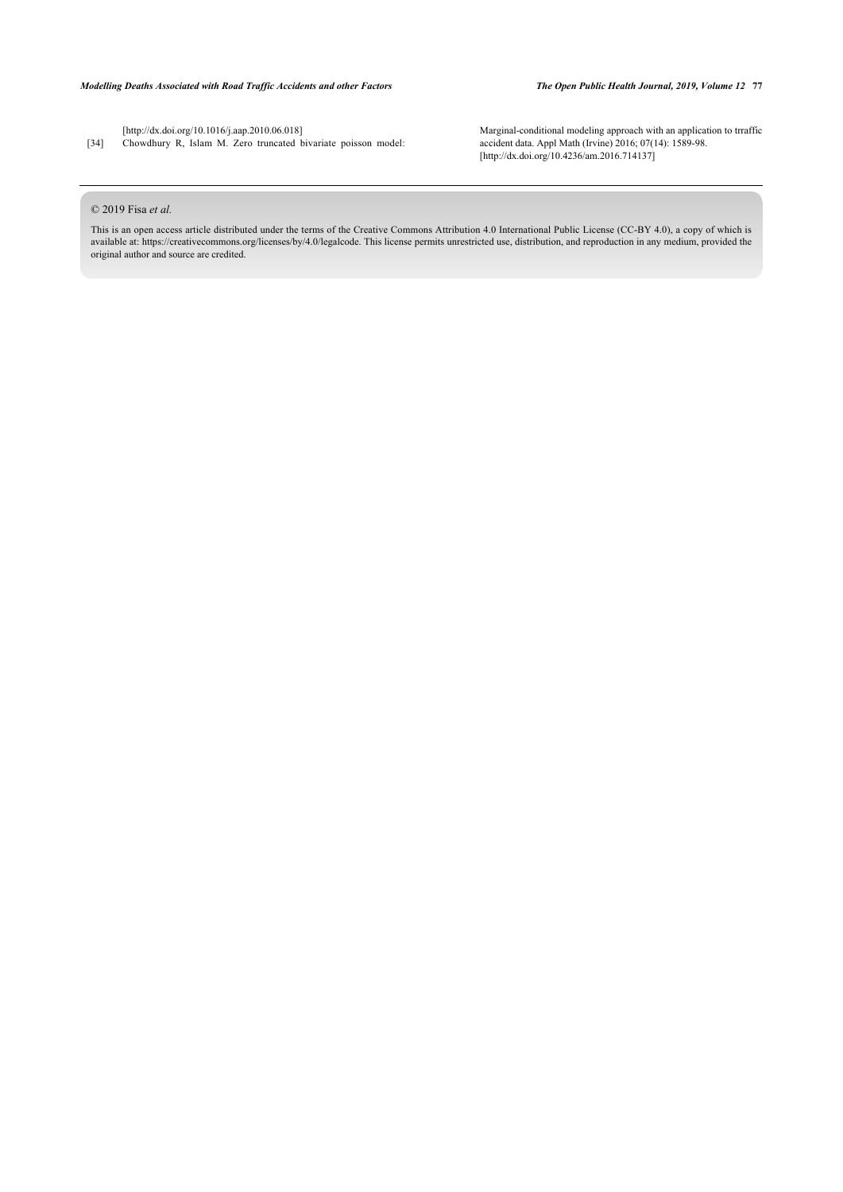[http://dx.doi.org/10.1016/j.aap.2010.06.018]

[34] Chowdhury R, Islam M. Zero truncated bivariate poisson model: Marginal-conditional modeling approach with an application to trraffic accident data. Appl Math (Irvine) 2016; 07(14): 1589-98. [http://dx.doi.org/10.4236/am.2016.714137]

© 2019 Fisa *et al.*

This is an open access article distributed under the terms of the Creative Commons Attribution 4.0 International Public License (CC-BY 4.0), a copy of which is available at: https://creativecommons.org/licenses/by/4.0/legalcode. This license permits unrestricted use, distribution, and reproduction in any medium, provided the original author and source are credited.